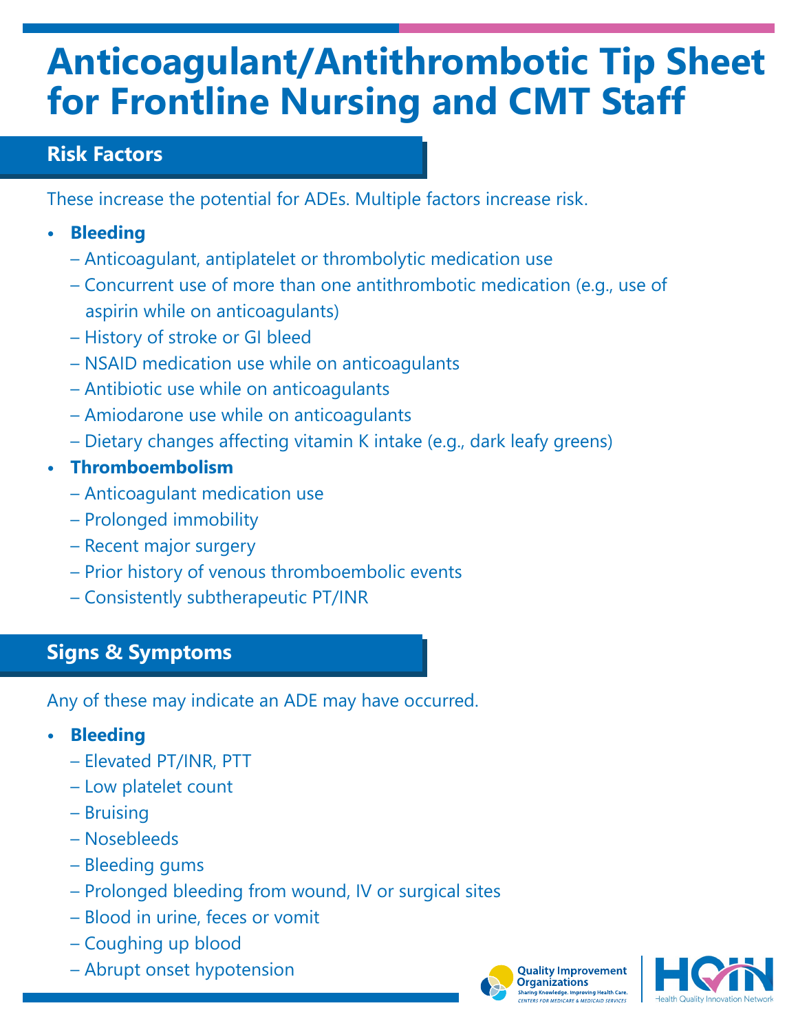# Anticoagulant/Antithrombotic Tip Sheet for Frontline Nursing and CMT Staff

## Risk Factors

These increase the potential for ADEs. Multiple factors increase risk.

- **Bleeding**
  - Anticoagulant, antiplatelet or thrombolytic medication use
  - Concurrent use of more than one antithrombotic medication (e.g., use of aspirin while on anticoagulants)
  - History of stroke or GI bleed
  - NSAID medication use while on anticoagulants
  - Antibiotic use while on anticoagulants
  - Amiodarone use while on anticoagulants
  - Dietary changes affecting vitamin K intake (e.g., dark leafy greens)
- **Thromboembolism**
  - Anticoagulant medication use
  - Prolonged immobility
  - Recent major surgery
  - Prior history of venous thromboembolic events
  - Consistently subtherapeutic PT/INR

## Signs & Symptoms

Any of these may indicate an ADE may have occurred.

- **Bleeding**
  - Elevated PT/INR, PTT
  - Low platelet count
  - Bruising
  - Nosebleeds
  - Bleeding gums
  - Prolonged bleeding from wound, IV or surgical sites
  - Blood in urine, feces or vomit
  - Coughing up blood
  - Abrupt onset hypotension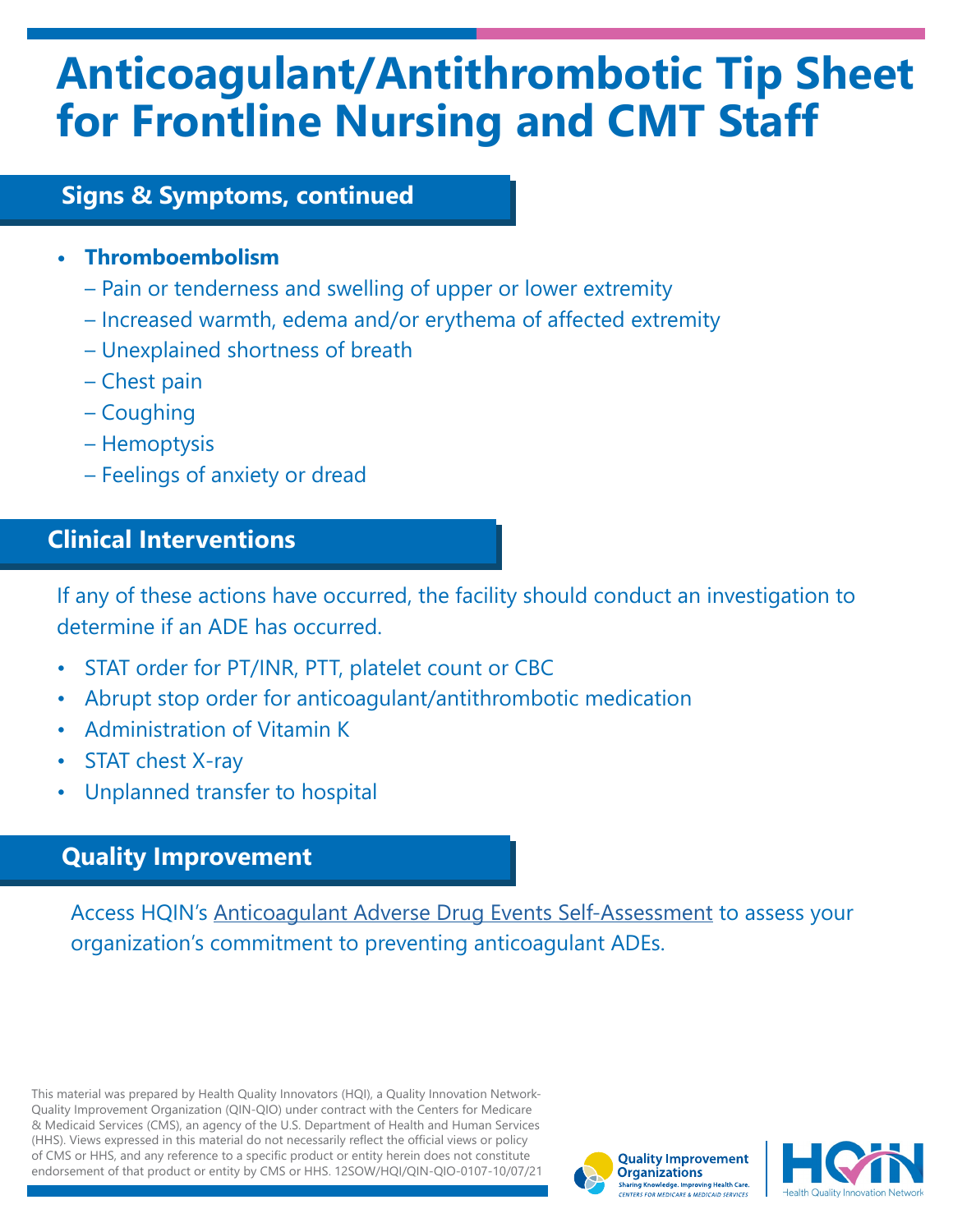# Anticoagulant/Antithrombotic Tip Sheet for Frontline Nursing and CMT Staff

## Signs & Symptoms, continued

- **Thromboembolism**
  - Pain or tenderness and swelling of upper or lower extremity
  - Increased warmth, edema and/or erythema of affected extremity
  - Unexplained shortness of breath
  - Chest pain
  - Coughing
  - Hemoptysis
  - Feelings of anxiety or dread

## Clinical Interventions

If any of these actions have occurred, the facility should conduct an investigation to determine if an ADE has occurred.

- STAT order for PT/INR, PTT, platelet count or CBC
- Abrupt stop order for anticoagulant/antithrombotic medication
- Administration of Vitamin K
- STAT chest X-ray
- Unplanned transfer to hospital

## Quality Improvement

Access HQIN's Anticoagulant Adverse Drug Events Self-Assessment to assess your organization's commitment to preventing anticoagulant ADEs.

This material was prepared by Health Quality Innovators (HQI), a Quality Innovation Network-Quality Improvement Organization (QIN-QIO) under contract with the Centers for Medicare & Medicaid Services (CMS), an agency of the U.S. Department of Health and Human Services (HHS). Views expressed in this material do not necessarily reflect the official views or policy of CMS or HHS, and any reference to a specific product or entity herein does not constitute endorsement of that product or entity by CMS or HHS. 12SOW/HQI/QIN-QIO-0107-10/07/21

Quality Improvement Organizations
Sharing Knowledge. Improving Health Care.
CENTERS FOR MEDICARE & MEDICAID SERVICES

HQIN
Health Quality Innovation Network